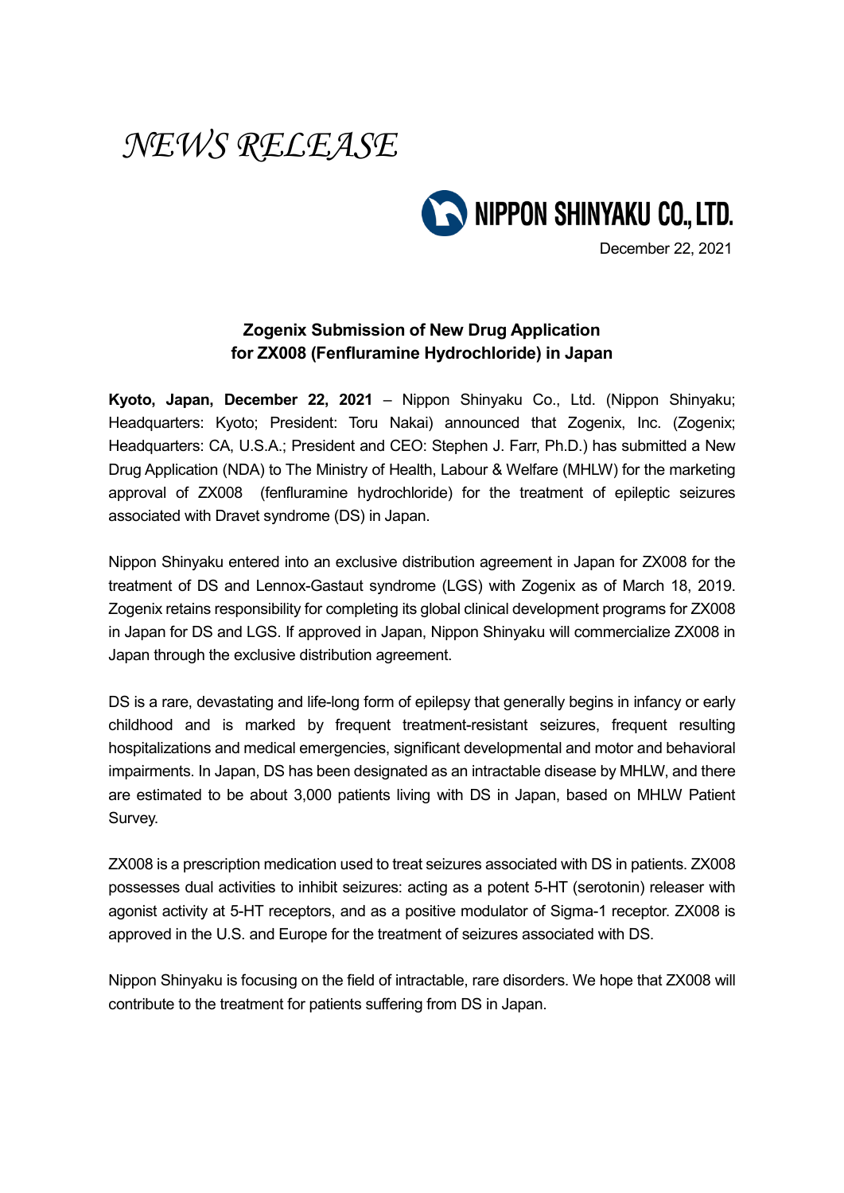*NEWS RELEASE*

NIPPON SHINYAKU CO., LTD.

December 22, 2021

## Zogenix Submission of New Drug Application for ZX008 (Fenfluramine Hydrochloride) in Japan

**Kyoto, Japan, December 22, 2021** – Nippon Shinyaku Co., Ltd. (Nippon Shinyaku; Headquarters: Kyoto; President: Toru Nakai) announced that Zogenix, Inc. (Zogenix; Headquarters: CA, U.S.A.; President and CEO: Stephen J. Farr, Ph.D.) has submitted a New Drug Application (NDA) to The Ministry of Health, Labour & Welfare (MHLW) for the marketing approval of ZX008 (fenfluramine hydrochloride) for the treatment of epileptic seizures associated with Dravet syndrome (DS) in Japan.

Nippon Shinyaku entered into an exclusive distribution agreement in Japan for ZX008 for the treatment of DS and Lennox-Gastaut syndrome (LGS) with Zogenix as of March 18, 2019. Zogenix retains responsibility for completing its global clinical development programs for ZX008 in Japan for DS and LGS. If approved in Japan, Nippon Shinyaku will commercialize ZX008 in Japan through the exclusive distribution agreement.

DS is a rare, devastating and life-long form of epilepsy that generally begins in infancy or early childhood and is marked by frequent treatment-resistant seizures, frequent resulting hospitalizations and medical emergencies, significant developmental and motor and behavioral impairments. In Japan, DS has been designated as an intractable disease by MHLW, and there are estimated to be about 3,000 patients living with DS in Japan, based on MHLW Patient Survey.

ZX008 is a prescription medication used to treat seizures associated with DS in patients. ZX008 possesses dual activities to inhibit seizures: acting as a potent 5-HT (serotonin) releaser with agonist activity at 5-HT receptors, and as a positive modulator of Sigma-1 receptor. ZX008 is approved in the U.S. and Europe for the treatment of seizures associated with DS.

Nippon Shinyaku is focusing on the field of intractable, rare disorders. We hope that ZX008 will contribute to the treatment for patients suffering from DS in Japan.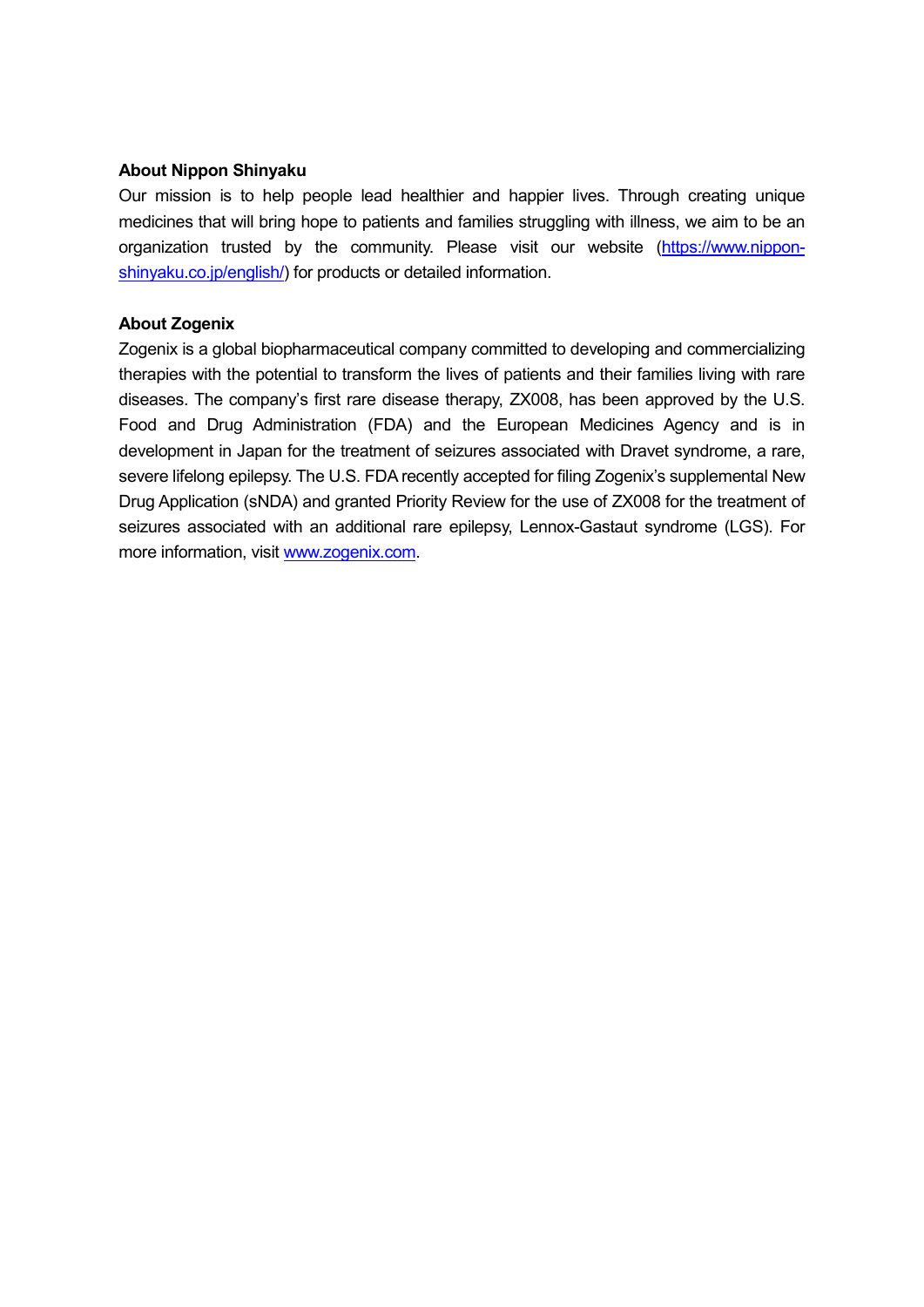**About Nippon Shinyaku**

Our mission is to help people lead healthier and happier lives. Through creating unique medicines that will bring hope to patients and families struggling with illness, we aim to be an organization trusted by the community. Please visit our website (https://www.nippon-shinyaku.co.jp/english/) for products or detailed information.

**About Zogenix**

Zogenix is a global biopharmaceutical company committed to developing and commercializing therapies with the potential to transform the lives of patients and their families living with rare diseases. The company's first rare disease therapy, ZX008, has been approved by the U.S. Food and Drug Administration (FDA) and the European Medicines Agency and is in development in Japan for the treatment of seizures associated with Dravet syndrome, a rare, severe lifelong epilepsy. The U.S. FDA recently accepted for filing Zogenix's supplemental New Drug Application (sNDA) and granted Priority Review for the use of ZX008 for the treatment of seizures associated with an additional rare epilepsy, Lennox-Gastaut syndrome (LGS). For more information, visit www.zogenix.com.